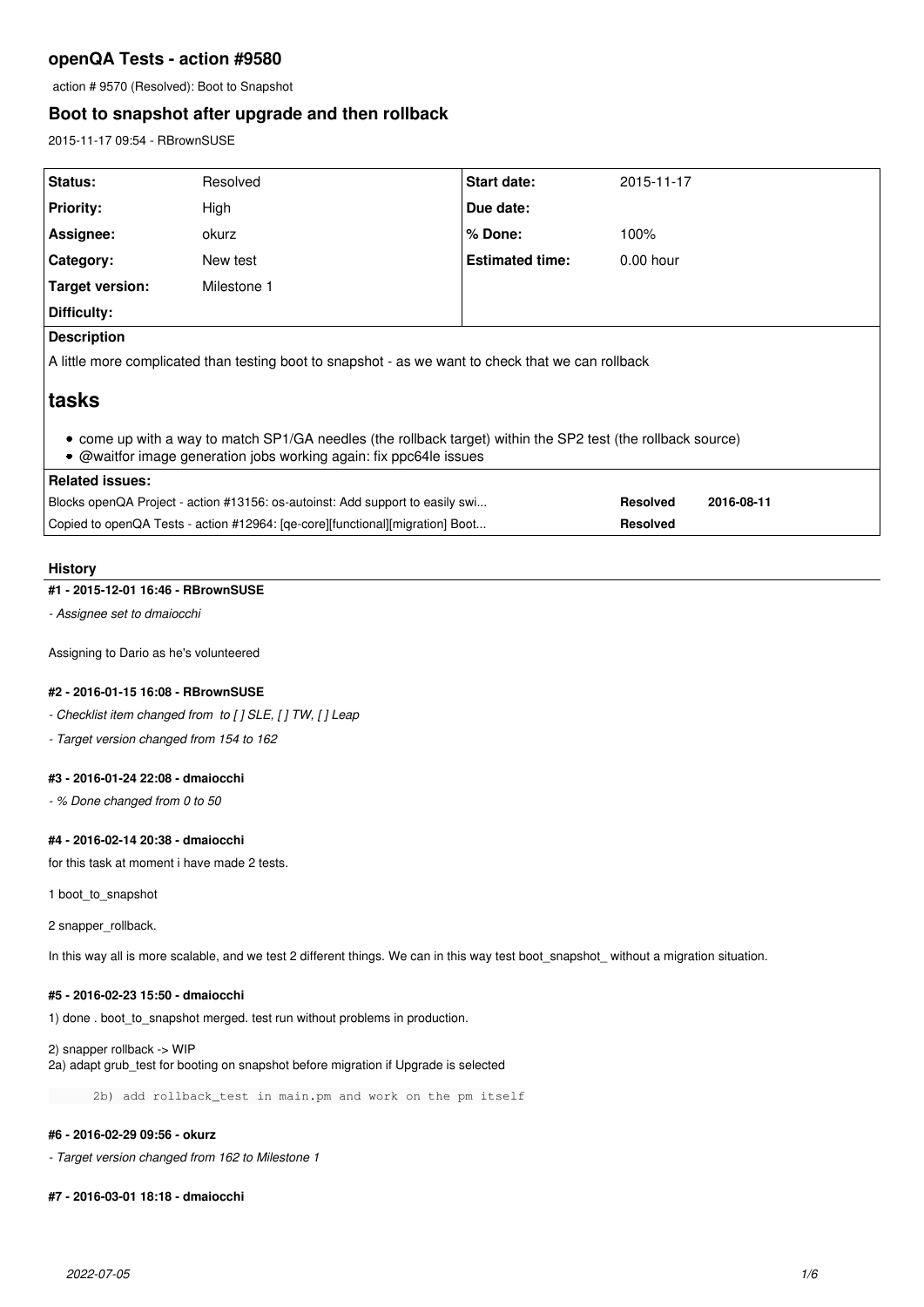# openQA Tests - action #9580

action # 9570 (Resolved): Boot to Snapshot

## Boot to snapshot after upgrade and then rollback

2015-11-17 09:54 - RBrownSUSE

| Status: | Resolved | Start date: | 2015-11-17 |
|---|---|---|---|
| Priority: | High | Due date: | |
| Assignee: | okurz | % Done: | 100% |
| Category: | New test | Estimated time: | 0.00 hour |
| Target version: | Milestone 1 | | |
| Difficulty: | | | |

**Description**

A little more complicated than testing boot to snapshot - as we want to check that we can rollback

# tasks

- come up with a way to match SP1/GA needles (the rollback target) within the SP2 test (the rollback source)
- @waitfor image generation jobs working again: fix ppc64le issues

**Related issues:**

| | | |
|---|---|---|
| Blocks openQA Project - action #13156: os-autoinst: Add support to easily swi... | Resolved | 2016-08-11 |
| Copied to openQA Tests - action #12964: [qe-core][functional][migration] Boot... | Resolved | |

### History

#### #1 - 2015-12-01 16:46 - RBrownSUSE

*- Assignee set to dmaiocchi*

Assigning to Dario as he's volunteered

#### #2 - 2016-01-15 16:08 - RBrownSUSE

*- Checklist item changed from to [ ] SLE, [ ] TW, [ ] Leap*

*- Target version changed from 154 to 162*

#### #3 - 2016-01-24 22:08 - dmaiocchi

*- % Done changed from 0 to 50*

#### #4 - 2016-02-14 20:38 - dmaiocchi

for this task at moment i have made 2 tests.

1 boot_to_snapshot

2 snapper_rollback.

In this way all is more scalable, and we test 2 different things. We can in this way test boot_snapshot_ without a migration situation.

#### #5 - 2016-02-23 15:50 - dmaiocchi

1) done . boot_to_snapshot merged. test run without problems in production.

2) snapper rollback -> WIP
2a) adapt grub_test for booting on snapshot before migration if Upgrade is selected

```
    2b) add rollback_test in main.pm and work on the pm itself
```

#### #6 - 2016-02-29 09:56 - okurz

*- Target version changed from 162 to Milestone 1*

#### #7 - 2016-03-01 18:18 - dmaiocchi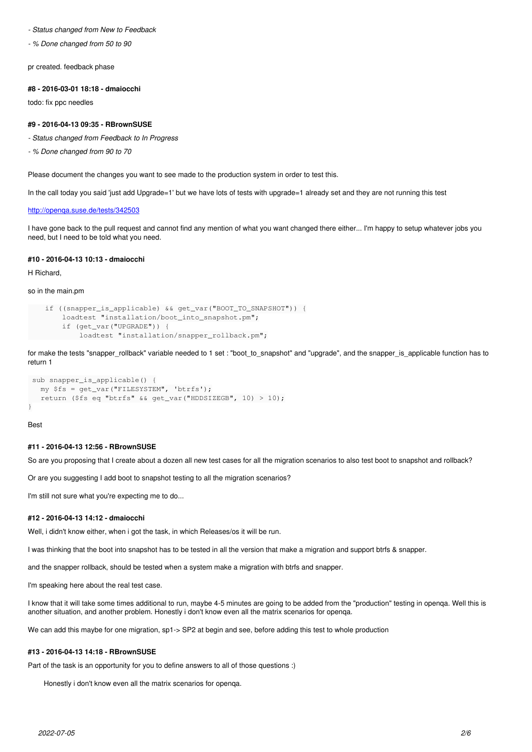- *Status changed from New to Feedback*
- *% Done changed from 50 to 90*

pr created. feedback phase

#### #8 - 2016-03-01 18:18 - dmaiocchi

todo: fix ppc needles

#### #9 - 2016-04-13 09:35 - RBrownSUSE

- *Status changed from Feedback to In Progress*
- *% Done changed from 90 to 70*

Please document the changes you want to see made to the production system in order to test this.

In the call today you said 'just add Upgrade=1' but we have lots of tests with upgrade=1 already set and they are not running this test

http://openqa.suse.de/tests/342503

I have gone back to the pull request and cannot find any mention of what you want changed there either... I'm happy to setup whatever jobs you need, but I need to be told what you need.

#### #10 - 2016-04-13 10:13 - dmaiocchi

H Richard,

so in the main.pm

```
    if ((snapper_is_applicable) && get_var("BOOT_TO_SNAPSHOT")) {
        loadtest "installation/boot_into_snapshot.pm";
        if (get_var("UPGRADE")) {
            loadtest "installation/snapper_rollback.pm";
```

for make the tests "snapper_rollback" variable needed to 1 set : "boot_to_snapshot" and "upgrade", and the snapper_is_applicable function has to return 1

```
 sub snapper_is_applicable() {
   my $fs = get_var("FILESYSTEM", 'btrfs');
   return ($fs eq "btrfs" && get_var("HDDSIZEGB", 10) > 10);
}
```

Best

#### #11 - 2016-04-13 12:56 - RBrownSUSE

So are you proposing that I create about a dozen all new test cases for all the migration scenarios to also test boot to snapshot and rollback?

Or are you suggesting I add boot to snapshot testing to all the migration scenarios?

I'm still not sure what you're expecting me to do...

#### #12 - 2016-04-13 14:12 - dmaiocchi

Well, i didn't know either, when i got the task, in which Releases/os it will be run.

I was thinking that the boot into snapshot has to be tested in all the version that make a migration and support btrfs & snapper.

and the snapper rollback, should be tested when a system make a migration with btrfs and snapper.

I'm speaking here about the real test case.

I know that it will take some times additional to run, maybe 4-5 minutes are going to be added from the "production" testing in openqa. Well this is another situation, and another problem. Honestly i don't know even all the matrix scenarios for openqa.

We can add this maybe for one migration, sp1-> SP2 at begin and see, before adding this test to whole production

#### #13 - 2016-04-13 14:18 - RBrownSUSE

Part of the task is an opportunity for you to define answers to all of those questions :)

> Honestly i don't know even all the matrix scenarios for openqa.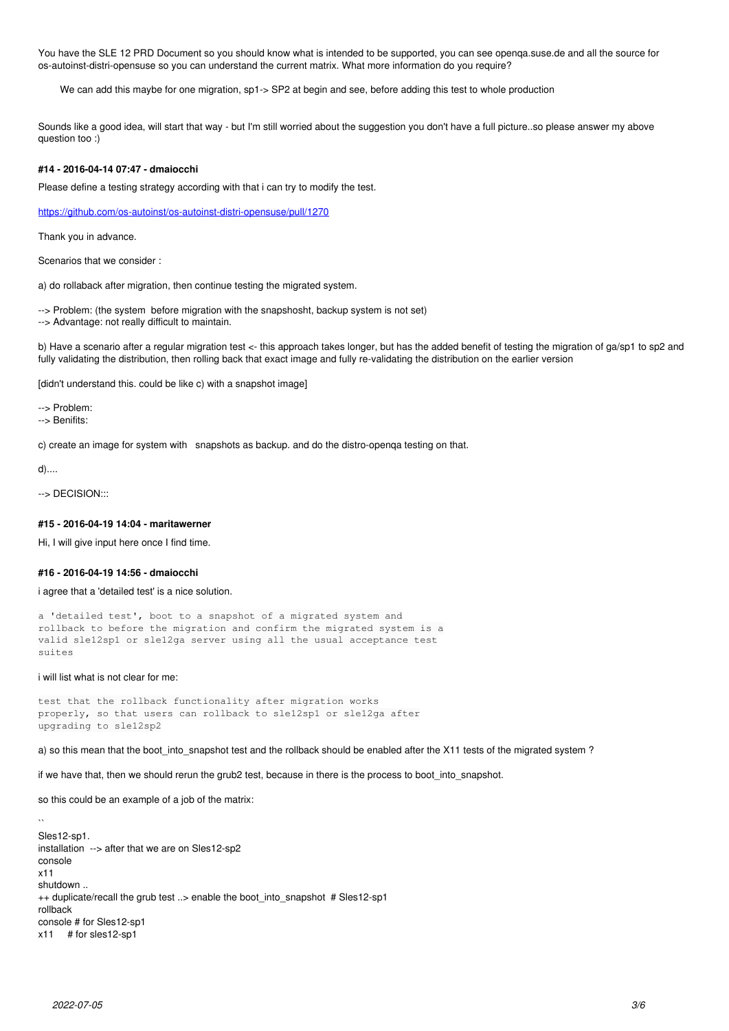You have the SLE 12 PRD Document so you should know what is intended to be supported, you can see openqa.suse.de and all the source for os-autoinst-distri-opensuse so you can understand the current matrix. What more information do you require?

> We can add this maybe for one migration, sp1-> SP2 at begin and see, before adding this test to whole production

Sounds like a good idea, will start that way - but I'm still worried about the suggestion you don't have a full picture..so please answer my above question too :)

#### #14 - 2016-04-14 07:47 - dmaiocchi

Please define a testing strategy according with that i can try to modify the test.

https://github.com/os-autoinst/os-autoinst-distri-opensuse/pull/1270

Thank you in advance.

Scenarios that we consider :

a) do rollaback after migration, then continue testing the migrated system.

--> Problem: (the system before migration with the snapshosht, backup system is not set)
--> Advantage: not really difficult to maintain.

b) Have a scenario after a regular migration test <- this approach takes longer, but has the added benefit of testing the migration of ga/sp1 to sp2 and fully validating the distribution, then rolling back that exact image and fully re-validating the distribution on the earlier version

[didn't understand this. could be like c) with a snapshot image]

--> Problem:
--> Benifits:

c) create an image for system with snapshots as backup. and do the distro-openqa testing on that.

d)....

--> DECISION:::

#### #15 - 2016-04-19 14:04 - maritawerner

Hi, I will give input here once I find time.

#### #16 - 2016-04-19 14:56 - dmaiocchi

i agree that a 'detailed test' is a nice solution.

```
a 'detailed test', boot to a snapshot of a migrated system and
rollback to before the migration and confirm the migrated system is a
valid sle12sp1 or sle12ga server using all the usual acceptance test
suites
```

i will list what is not clear for me:

```
test that the rollback functionality after migration works
properly, so that users can rollback to sle12sp1 or sle12ga after
upgrading to sle12sp2
```

a) so this mean that the boot_into_snapshot test and the rollback should be enabled after the X11 tests of the migrated system ?

if we have that, then we should rerun the grub2 test, because in there is the process to boot_into_snapshot.

so this could be an example of a job of the matrix:

``
Sles12-sp1.
installation --> after that we are on Sles12-sp2
console
x11
shutdown ..
++ duplicate/recall the grub test ..> enable the boot_into_snapshot # Sles12-sp1
rollback
console # for Sles12-sp1
x11 # for sles12-sp1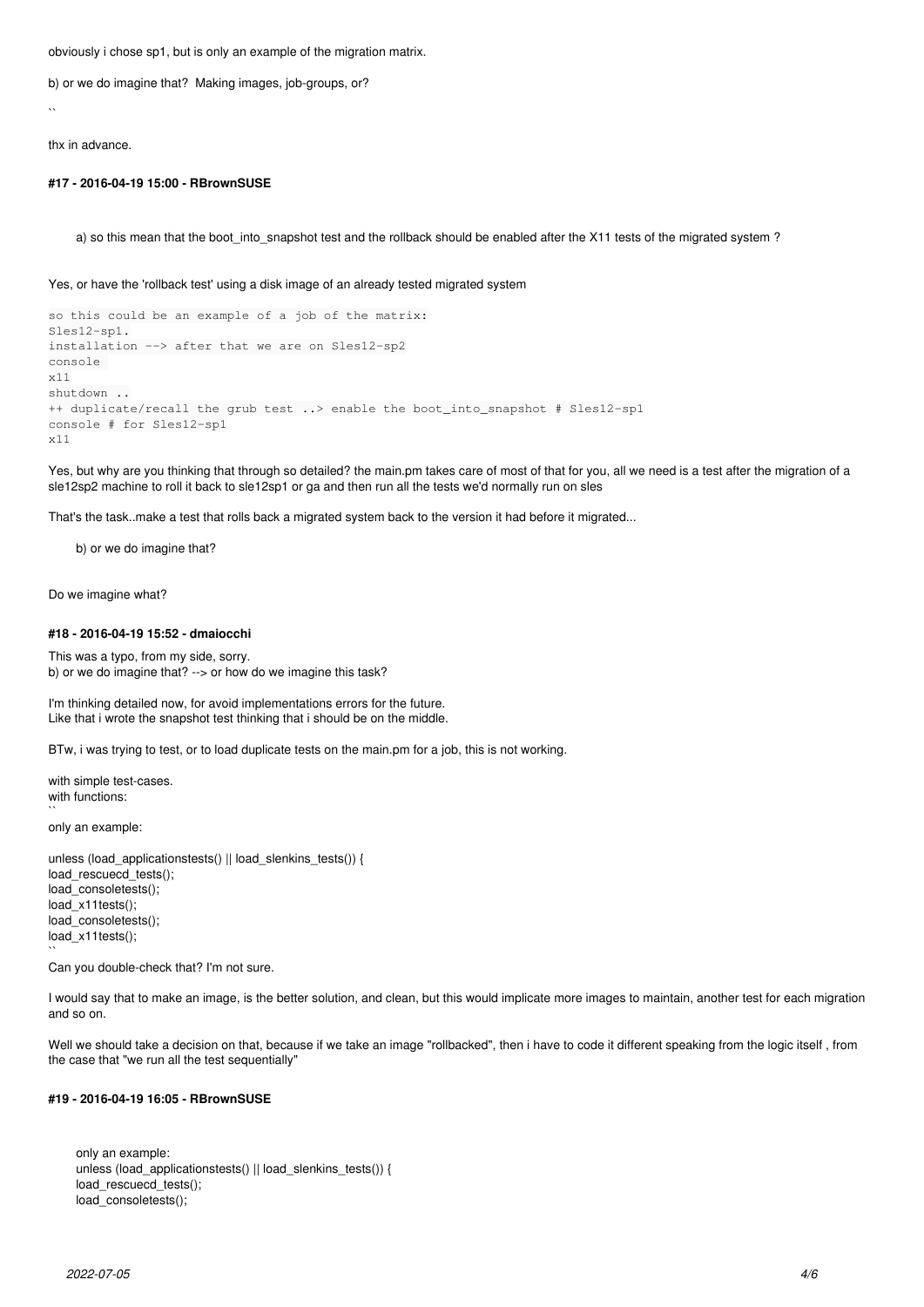obviously i chose sp1, but is only an example of the migration matrix.

b) or we do imagine that? Making images, job-groups, or?

``

thx in advance.

#### #17 - 2016-04-19 15:00 - RBrownSUSE

> a) so this mean that the boot_into_snapshot test and the rollback should be enabled after the X11 tests of the migrated system ?

Yes, or have the 'rollback test' using a disk image of an already tested migrated system

```
so this could be an example of a job of the matrix:
Sles12-sp1.
installation --> after that we are on Sles12-sp2
console
x11
shutdown ..
++ duplicate/recall the grub test ..> enable the boot_into_snapshot # Sles12-sp1
console # for Sles12-sp1
x11
```

Yes, but why are you thinking that through so detailed? the main.pm takes care of most of that for you, all we need is a test after the migration of a sle12sp2 machine to roll it back to sle12sp1 or ga and then run all the tests we'd normally run on sles

That's the task..make a test that rolls back a migrated system back to the version it had before it migrated...

> b) or we do imagine that?

Do we imagine what?

#### #18 - 2016-04-19 15:52 - dmaiocchi

This was a typo, from my side, sorry.
b) or we do imagine that? --> or how do we imagine this task?

I'm thinking detailed now, for avoid implementations errors for the future.
Like that i wrote the snapshot test thinking that i should be on the middle.

BTw, i was trying to test, or to load duplicate tests on the main.pm for a job, this is not working.

with simple test-cases.
with functions:
``
only an example:

unless (load_applicationstests() || load_slenkins_tests()) {
load_rescuecd_tests();
load_consoletests();
load_x11tests();
load_consoletests();
load_x11tests();
``
Can you double-check that? I'm not sure.

I would say that to make an image, is the better solution, and clean, but this would implicate more images to maintain, another test for each migration and so on.

Well we should take a decision on that, because if we take an image "rollbacked", then i have to code it different speaking from the logic itself , from the case that "we run all the test sequentially"

#### #19 - 2016-04-19 16:05 - RBrownSUSE

> only an example:
> unless (load_applicationstests() || load_slenkins_tests()) {
> load_rescuecd_tests();
> load_consoletests();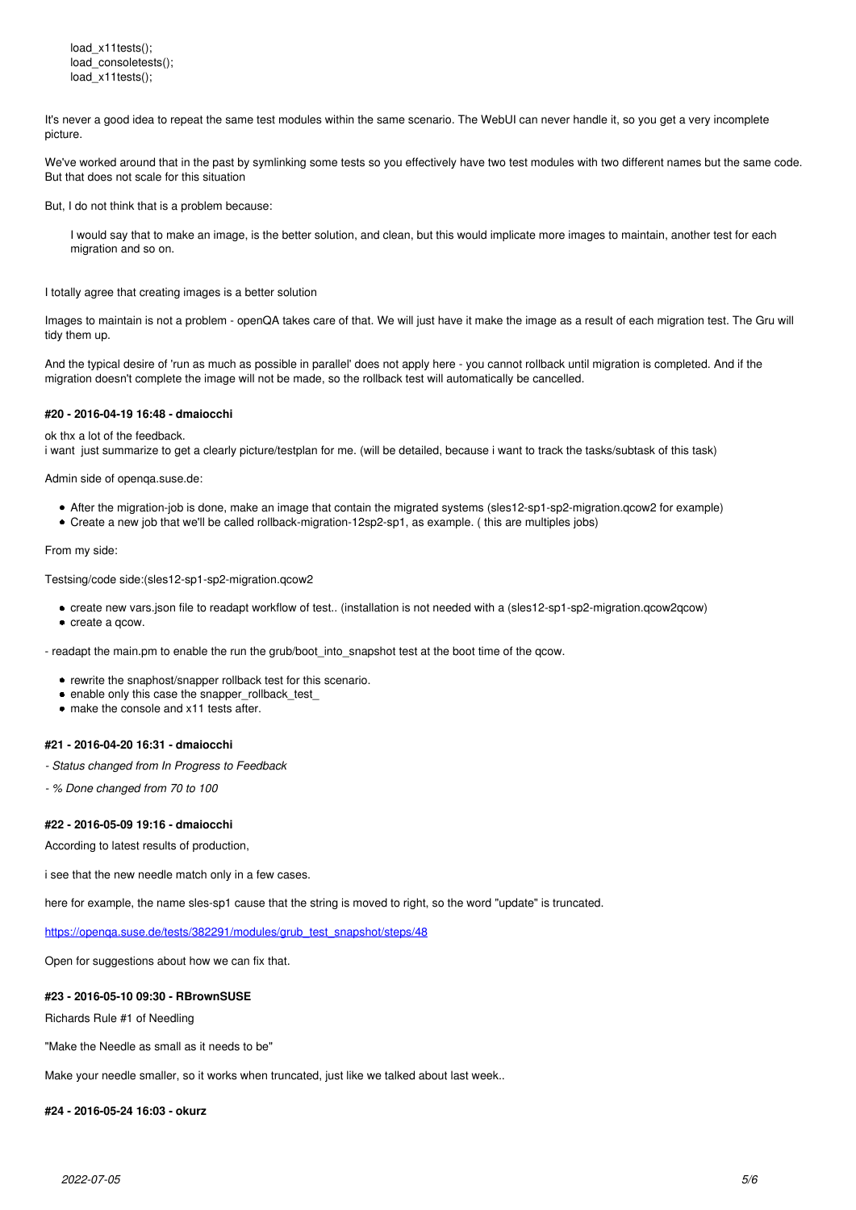```
load_x11tests();
load_consoletests();
load_x11tests();
```

It's never a good idea to repeat the same test modules within the same scenario. The WebUI can never handle it, so you get a very incomplete picture.

We've worked around that in the past by symlinking some tests so you effectively have two test modules with two different names but the same code. But that does not scale for this situation

But, I do not think that is a problem because:

> I would say that to make an image, is the better solution, and clean, but this would implicate more images to maintain, another test for each migration and so on.

I totally agree that creating images is a better solution

Images to maintain is not a problem - openQA takes care of that. We will just have it make the image as a result of each migration test. The Gru will tidy them up.

And the typical desire of 'run as much as possible in parallel' does not apply here - you cannot rollback until migration is completed. And if the migration doesn't complete the image will not be made, so the rollback test will automatically be cancelled.

#### #20 - 2016-04-19 16:48 - dmaiocchi

ok thx a lot of the feedback.
i want  just summarize to get a clearly picture/testplan for me. (will be detailed, because i want to track the tasks/subtask of this task)

Admin side of openqa.suse.de:

- After the migration-job is done, make an image that contain the migrated systems (sles12-sp1-sp2-migration.qcow2 for example)
- Create a new job that we'll be called rollback-migration-12sp2-sp1, as example. ( this are multiples jobs)

From my side:

Testsing/code side:(sles12-sp1-sp2-migration.qcow2

- create new vars.json file to readapt workflow of test.. (installation is not needed with a (sles12-sp1-sp2-migration.qcow2qcow)
- create a qcow.

- readapt the main.pm to enable the run the grub/boot_into_snapshot test at the boot time of the qcow.

- rewrite the snaphost/snapper rollback test for this scenario.
- enable only this case the snapper_rollback_test_
- make the console and x11 tests after.

#### #21 - 2016-04-20 16:31 - dmaiocchi

*- Status changed from In Progress to Feedback*

*- % Done changed from 70 to 100*

#### #22 - 2016-05-09 19:16 - dmaiocchi

According to latest results of production,

i see that the new needle match only in a few cases.

here for example, the name sles-sp1 cause that the string is moved to right, so the word "update" is truncated.

https://openqa.suse.de/tests/382291/modules/grub_test_snapshot/steps/48

Open for suggestions about how we can fix that.

#### #23 - 2016-05-10 09:30 - RBrownSUSE

Richards Rule #1 of Needling

"Make the Needle as small as it needs to be"

Make your needle smaller, so it works when truncated, just like we talked about last week..

#### #24 - 2016-05-24 16:03 - okurz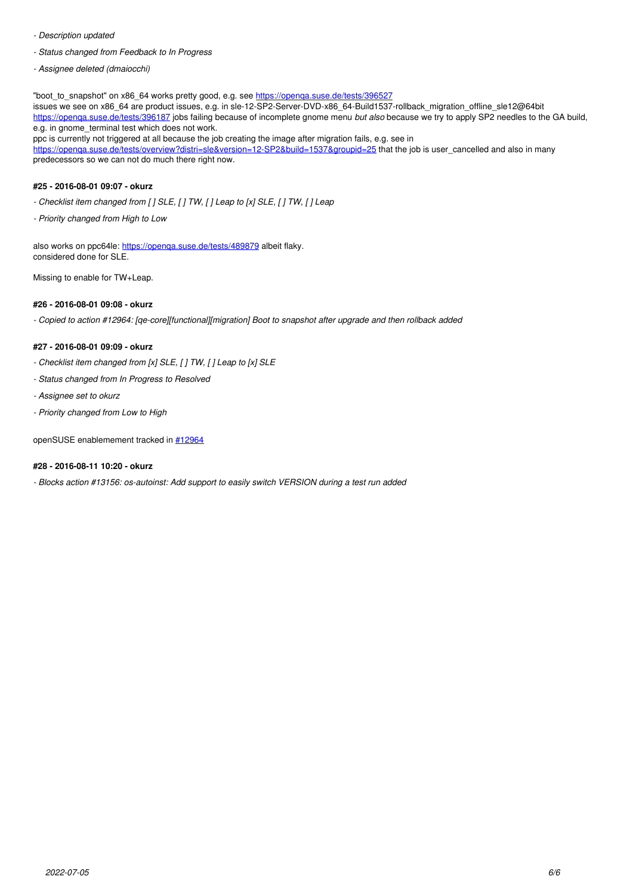- *Description updated*
- *Status changed from Feedback to In Progress*
- *Assignee deleted (dmaiocchi)*

"boot_to_snapshot" on x86_64 works pretty good, e.g. see https://openqa.suse.de/tests/396527
issues we see on x86_64 are product issues, e.g. in sle-12-SP2-Server-DVD-x86_64-Build1537-rollback_migration_offline_sle12@64bit https://openqa.suse.de/tests/396187 jobs failing because of incomplete gnome menu *but also* because we try to apply SP2 needles to the GA build, e.g. in gnome_terminal test which does not work.
ppc is currently not triggered at all because the job creating the image after migration fails, e.g. see in https://openqa.suse.de/tests/overview?distri=sle&version=12-SP2&build=1537&groupid=25 that the job is user_cancelled and also in many predecessors so we can not do much there right now.

#### #25 - 2016-08-01 09:07 - okurz

- *Checklist item changed from [ ] SLE, [ ] TW, [ ] Leap to [x] SLE, [ ] TW, [ ] Leap*
- *Priority changed from High to Low*

also works on ppc64le: https://openqa.suse.de/tests/489879 albeit flaky.
considered done for SLE.

Missing to enable for TW+Leap.

#### #26 - 2016-08-01 09:08 - okurz

- *Copied to action #12964: [qe-core][functional][migration] Boot to snapshot after upgrade and then rollback added*

#### #27 - 2016-08-01 09:09 - okurz

- *Checklist item changed from [x] SLE, [ ] TW, [ ] Leap to [x] SLE*
- *Status changed from In Progress to Resolved*
- *Assignee set to okurz*
- *Priority changed from Low to High*

openSUSE enablemement tracked in #12964

#### #28 - 2016-08-11 10:20 - okurz

- *Blocks action #13156: os-autoinst: Add support to easily switch VERSION during a test run added*